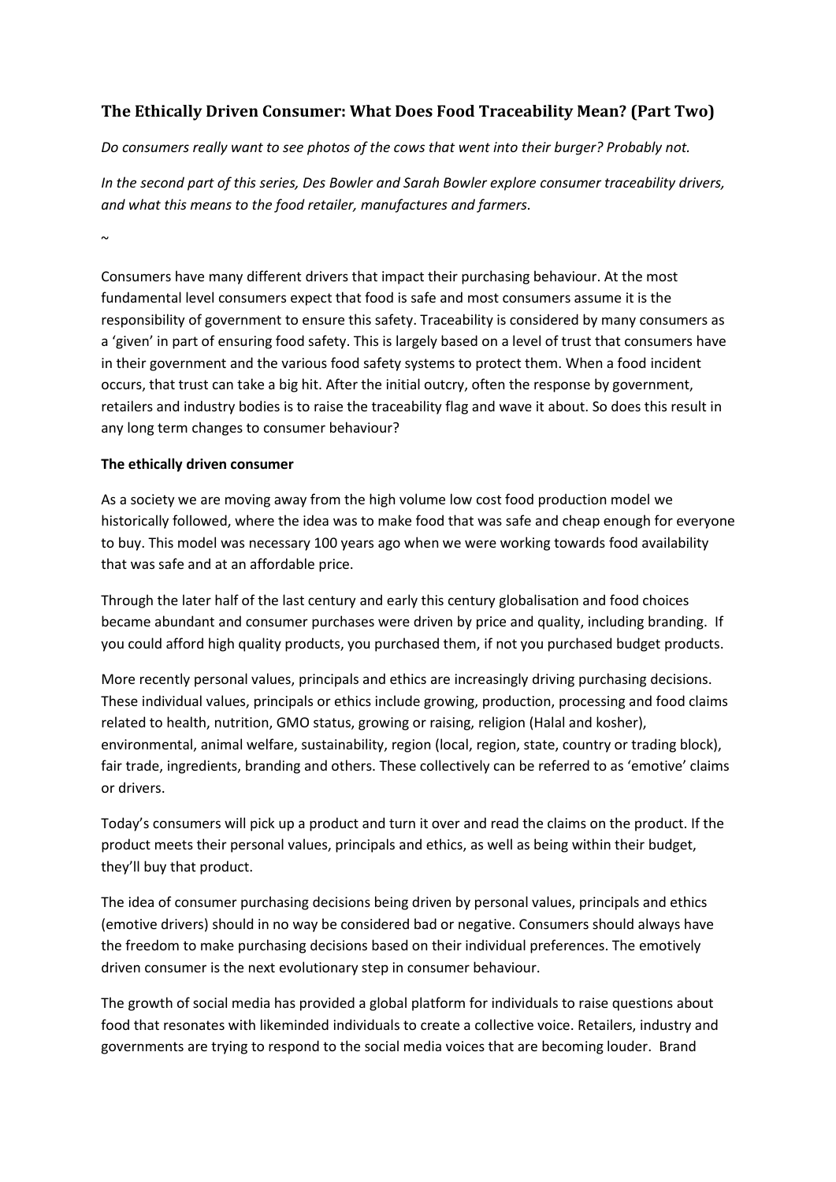## The Ethically Driven Consumer: What Does Food Traceability Mean? (Part Two)

*Do consumers really want to see photos of the cows that went into their burger? Probably not.*

*In the second part of this series, Des Bowler and Sarah Bowler explore consumer traceability drivers, and what this means to the food retailer, manufactures and farmers.*

~

Consumers have many different drivers that impact their purchasing behaviour. At the most fundamental level consumers expect that food is safe and most consumers assume it is the responsibility of government to ensure this safety. Traceability is considered by many consumers as a 'given' in part of ensuring food safety. This is largely based on a level of trust that consumers have in their government and the various food safety systems to protect them. When a food incident occurs, that trust can take a big hit. After the initial outcry, often the response by government, retailers and industry bodies is to raise the traceability flag and wave it about. So does this result in any long term changes to consumer behaviour?

**The ethically driven consumer**

As a society we are moving away from the high volume low cost food production model we historically followed, where the idea was to make food that was safe and cheap enough for everyone to buy. This model was necessary 100 years ago when we were working towards food availability that was safe and at an affordable price.

Through the later half of the last century and early this century globalisation and food choices became abundant and consumer purchases were driven by price and quality, including branding. If you could afford high quality products, you purchased them, if not you purchased budget products.

More recently personal values, principals and ethics are increasingly driving purchasing decisions. These individual values, principals or ethics include growing, production, processing and food claims related to health, nutrition, GMO status, growing or raising, religion (Halal and kosher), environmental, animal welfare, sustainability, region (local, region, state, country or trading block), fair trade, ingredients, branding and others. These collectively can be referred to as 'emotive' claims or drivers.

Today's consumers will pick up a product and turn it over and read the claims on the product. If the product meets their personal values, principals and ethics, as well as being within their budget, they'll buy that product.

The idea of consumer purchasing decisions being driven by personal values, principals and ethics (emotive drivers) should in no way be considered bad or negative. Consumers should always have the freedom to make purchasing decisions based on their individual preferences. The emotively driven consumer is the next evolutionary step in consumer behaviour.

The growth of social media has provided a global platform for individuals to raise questions about food that resonates with likeminded individuals to create a collective voice. Retailers, industry and governments are trying to respond to the social media voices that are becoming louder. Brand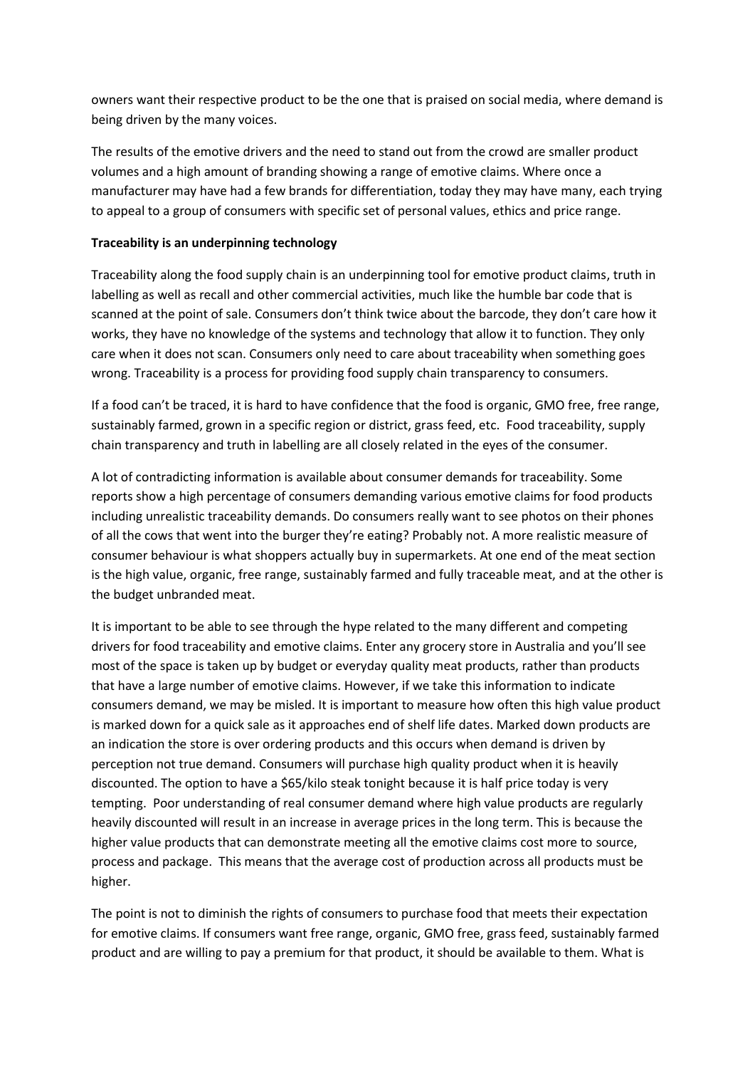owners want their respective product to be the one that is praised on social media, where demand is being driven by the many voices.

The results of the emotive drivers and the need to stand out from the crowd are smaller product volumes and a high amount of branding showing a range of emotive claims. Where once a manufacturer may have had a few brands for differentiation, today they may have many, each trying to appeal to a group of consumers with specific set of personal values, ethics and price range.

**Traceability is an underpinning technology**

Traceability along the food supply chain is an underpinning tool for emotive product claims, truth in labelling as well as recall and other commercial activities, much like the humble bar code that is scanned at the point of sale. Consumers don't think twice about the barcode, they don't care how it works, they have no knowledge of the systems and technology that allow it to function. They only care when it does not scan. Consumers only need to care about traceability when something goes wrong. Traceability is a process for providing food supply chain transparency to consumers.

If a food can't be traced, it is hard to have confidence that the food is organic, GMO free, free range, sustainably farmed, grown in a specific region or district, grass feed, etc. Food traceability, supply chain transparency and truth in labelling are all closely related in the eyes of the consumer.

A lot of contradicting information is available about consumer demands for traceability. Some reports show a high percentage of consumers demanding various emotive claims for food products including unrealistic traceability demands. Do consumers really want to see photos on their phones of all the cows that went into the burger they're eating? Probably not. A more realistic measure of consumer behaviour is what shoppers actually buy in supermarkets. At one end of the meat section is the high value, organic, free range, sustainably farmed and fully traceable meat, and at the other is the budget unbranded meat.

It is important to be able to see through the hype related to the many different and competing drivers for food traceability and emotive claims. Enter any grocery store in Australia and you'll see most of the space is taken up by budget or everyday quality meat products, rather than products that have a large number of emotive claims. However, if we take this information to indicate consumers demand, we may be misled. It is important to measure how often this high value product is marked down for a quick sale as it approaches end of shelf life dates. Marked down products are an indication the store is over ordering products and this occurs when demand is driven by perception not true demand. Consumers will purchase high quality product when it is heavily discounted. The option to have a $65/kilo steak tonight because it is half price today is very tempting. Poor understanding of real consumer demand where high value products are regularly heavily discounted will result in an increase in average prices in the long term. This is because the higher value products that can demonstrate meeting all the emotive claims cost more to source, process and package. This means that the average cost of production across all products must be higher.

The point is not to diminish the rights of consumers to purchase food that meets their expectation for emotive claims. If consumers want free range, organic, GMO free, grass feed, sustainably farmed product and are willing to pay a premium for that product, it should be available to them. What is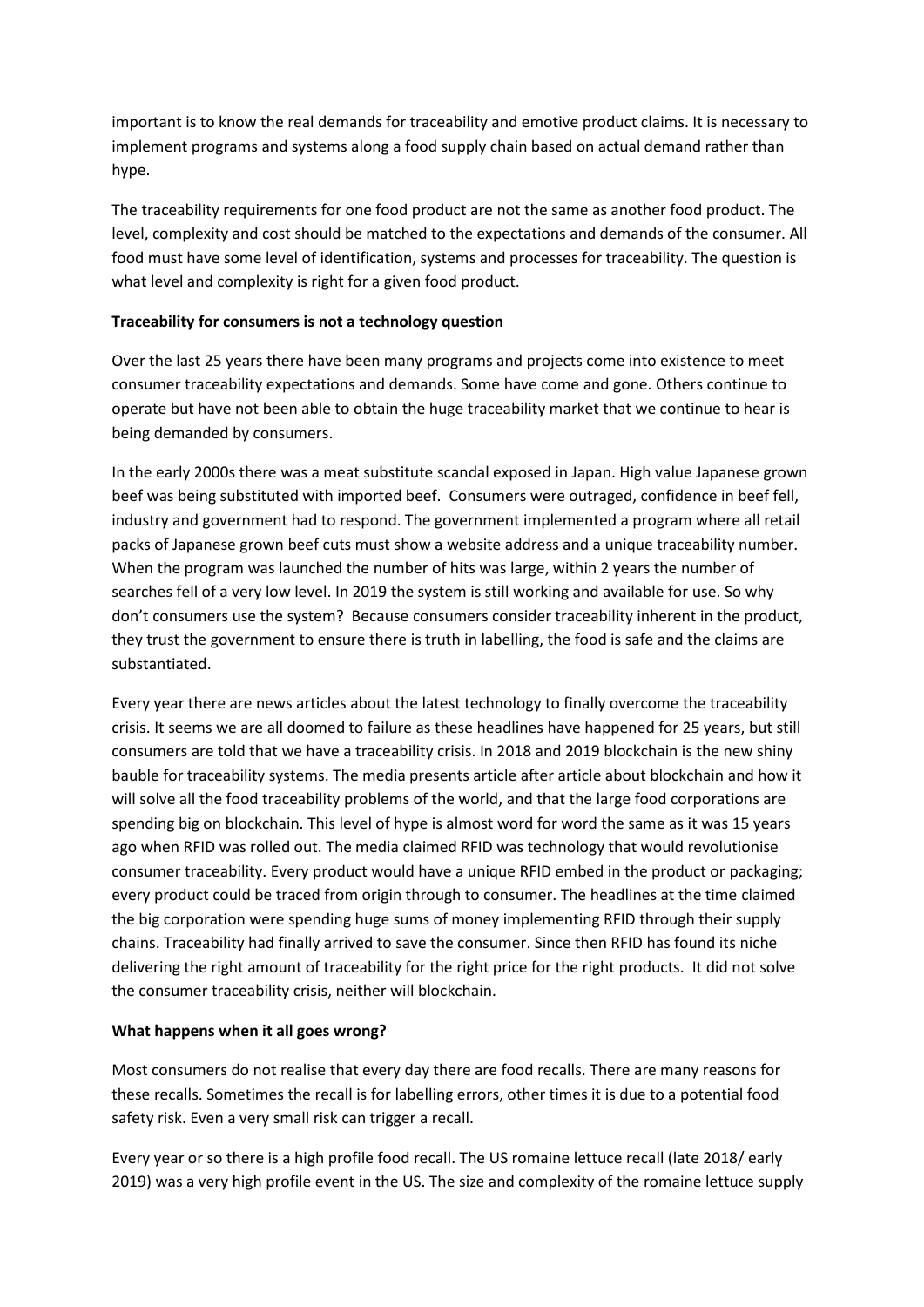important is to know the real demands for traceability and emotive product claims. It is necessary to implement programs and systems along a food supply chain based on actual demand rather than hype.

The traceability requirements for one food product are not the same as another food product. The level, complexity and cost should be matched to the expectations and demands of the consumer. All food must have some level of identification, systems and processes for traceability. The question is what level and complexity is right for a given food product.

**Traceability for consumers is not a technology question**

Over the last 25 years there have been many programs and projects come into existence to meet consumer traceability expectations and demands. Some have come and gone. Others continue to operate but have not been able to obtain the huge traceability market that we continue to hear is being demanded by consumers.

In the early 2000s there was a meat substitute scandal exposed in Japan. High value Japanese grown beef was being substituted with imported beef. Consumers were outraged, confidence in beef fell, industry and government had to respond. The government implemented a program where all retail packs of Japanese grown beef cuts must show a website address and a unique traceability number. When the program was launched the number of hits was large, within 2 years the number of searches fell of a very low level. In 2019 the system is still working and available for use. So why don't consumers use the system? Because consumers consider traceability inherent in the product, they trust the government to ensure there is truth in labelling, the food is safe and the claims are substantiated.

Every year there are news articles about the latest technology to finally overcome the traceability crisis. It seems we are all doomed to failure as these headlines have happened for 25 years, but still consumers are told that we have a traceability crisis. In 2018 and 2019 blockchain is the new shiny bauble for traceability systems. The media presents article after article about blockchain and how it will solve all the food traceability problems of the world, and that the large food corporations are spending big on blockchain. This level of hype is almost word for word the same as it was 15 years ago when RFID was rolled out. The media claimed RFID was technology that would revolutionise consumer traceability. Every product would have a unique RFID embed in the product or packaging; every product could be traced from origin through to consumer. The headlines at the time claimed the big corporation were spending huge sums of money implementing RFID through their supply chains. Traceability had finally arrived to save the consumer. Since then RFID has found its niche delivering the right amount of traceability for the right price for the right products. It did not solve the consumer traceability crisis, neither will blockchain.

**What happens when it all goes wrong?**

Most consumers do not realise that every day there are food recalls. There are many reasons for these recalls. Sometimes the recall is for labelling errors, other times it is due to a potential food safety risk. Even a very small risk can trigger a recall.

Every year or so there is a high profile food recall. The US romaine lettuce recall (late 2018/ early 2019) was a very high profile event in the US. The size and complexity of the romaine lettuce supply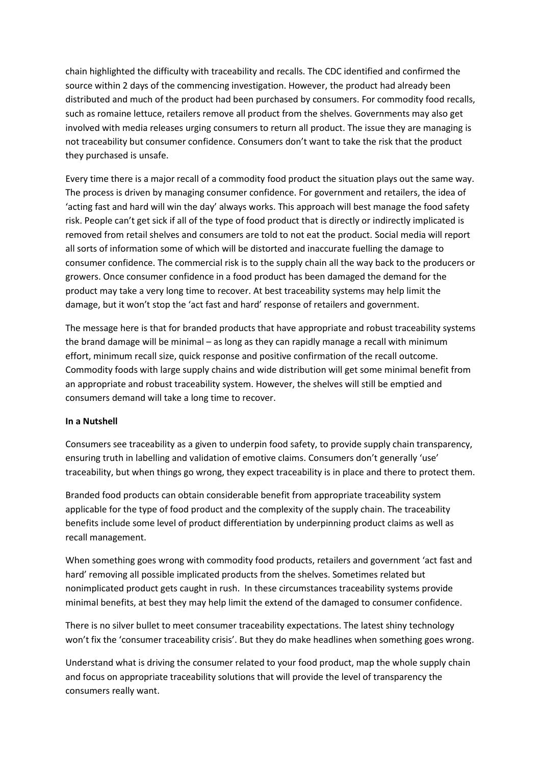chain highlighted the difficulty with traceability and recalls. The CDC identified and confirmed the source within 2 days of the commencing investigation. However, the product had already been distributed and much of the product had been purchased by consumers. For commodity food recalls, such as romaine lettuce, retailers remove all product from the shelves. Governments may also get involved with media releases urging consumers to return all product. The issue they are managing is not traceability but consumer confidence. Consumers don't want to take the risk that the product they purchased is unsafe.

Every time there is a major recall of a commodity food product the situation plays out the same way. The process is driven by managing consumer confidence. For government and retailers, the idea of 'acting fast and hard will win the day' always works. This approach will best manage the food safety risk. People can't get sick if all of the type of food product that is directly or indirectly implicated is removed from retail shelves and consumers are told to not eat the product. Social media will report all sorts of information some of which will be distorted and inaccurate fuelling the damage to consumer confidence. The commercial risk is to the supply chain all the way back to the producers or growers. Once consumer confidence in a food product has been damaged the demand for the product may take a very long time to recover. At best traceability systems may help limit the damage, but it won't stop the 'act fast and hard' response of retailers and government.

The message here is that for branded products that have appropriate and robust traceability systems the brand damage will be minimal – as long as they can rapidly manage a recall with minimum effort, minimum recall size, quick response and positive confirmation of the recall outcome. Commodity foods with large supply chains and wide distribution will get some minimal benefit from an appropriate and robust traceability system. However, the shelves will still be emptied and consumers demand will take a long time to recover.

**In a Nutshell**

Consumers see traceability as a given to underpin food safety, to provide supply chain transparency, ensuring truth in labelling and validation of emotive claims. Consumers don't generally 'use' traceability, but when things go wrong, they expect traceability is in place and there to protect them.

Branded food products can obtain considerable benefit from appropriate traceability system applicable for the type of food product and the complexity of the supply chain. The traceability benefits include some level of product differentiation by underpinning product claims as well as recall management.

When something goes wrong with commodity food products, retailers and government 'act fast and hard' removing all possible implicated products from the shelves. Sometimes related but nonimplicated product gets caught in rush. In these circumstances traceability systems provide minimal benefits, at best they may help limit the extend of the damaged to consumer confidence.

There is no silver bullet to meet consumer traceability expectations. The latest shiny technology won't fix the 'consumer traceability crisis'. But they do make headlines when something goes wrong.

Understand what is driving the consumer related to your food product, map the whole supply chain and focus on appropriate traceability solutions that will provide the level of transparency the consumers really want.